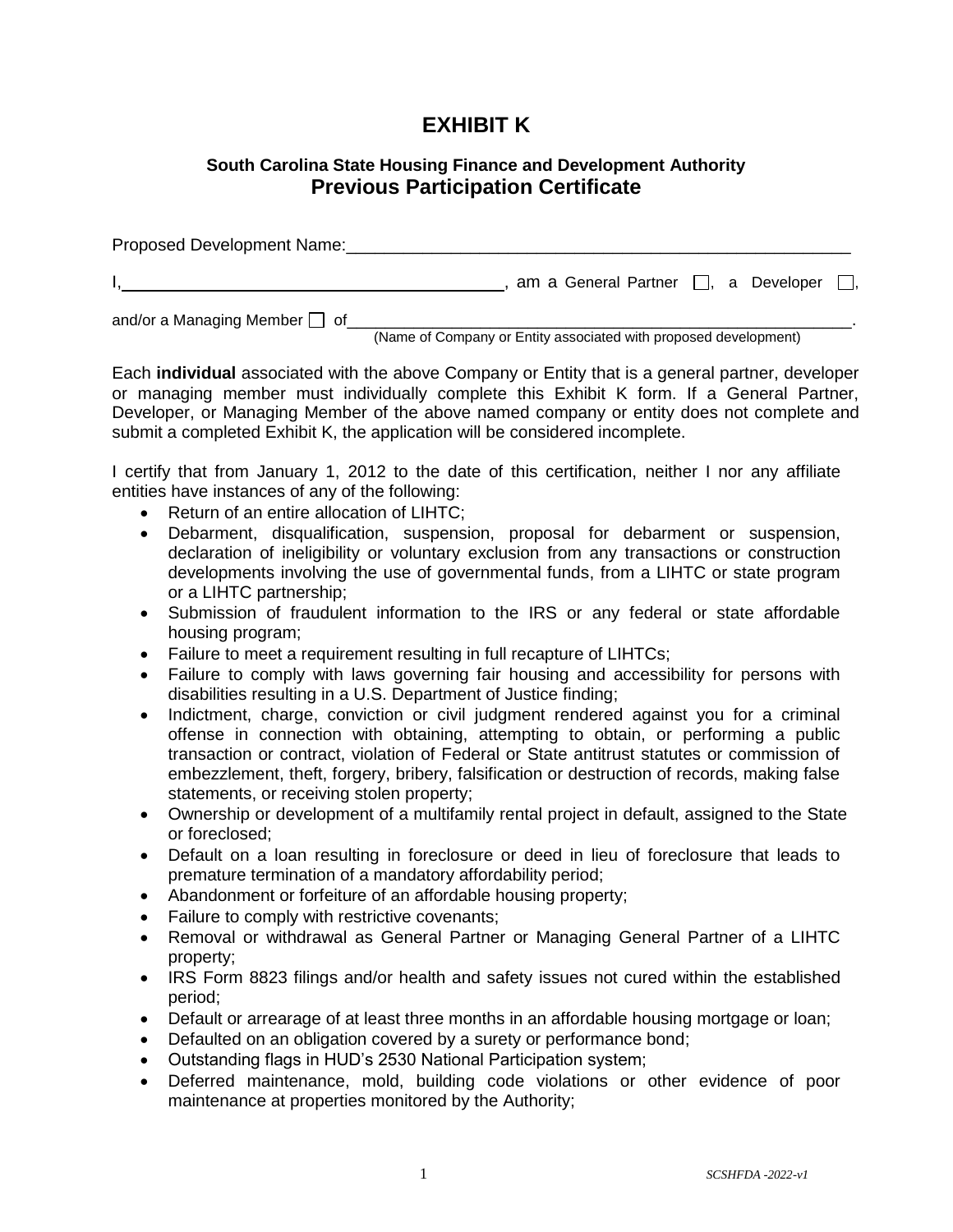# EXHIBIT K

## South Carolina State Housing Finance and Development Authority
## Previous Participation Certificate

Proposed Development Name:_______________________________________________________

I,________________________________________, am a General Partner ☐, a Developer ☐,

and/or a Managing Member ☐ of_______________________________________________________.
(Name of Company or Entity associated with proposed development)

Each **individual** associated with the above Company or Entity that is a general partner, developer or managing member must individually complete this Exhibit K form. If a General Partner, Developer, or Managing Member of the above named company or entity does not complete and submit a completed Exhibit K, the application will be considered incomplete.

I certify that from January 1, 2012 to the date of this certification, neither I nor any affiliate entities have instances of any of the following:

- Return of an entire allocation of LIHTC;
- Debarment, disqualification, suspension, proposal for debarment or suspension, declaration of ineligibility or voluntary exclusion from any transactions or construction developments involving the use of governmental funds, from a LIHTC or state program or a LIHTC partnership;
- Submission of fraudulent information to the IRS or any federal or state affordable housing program;
- Failure to meet a requirement resulting in full recapture of LIHTCs;
- Failure to comply with laws governing fair housing and accessibility for persons with disabilities resulting in a U.S. Department of Justice finding;
- Indictment, charge, conviction or civil judgment rendered against you for a criminal offense in connection with obtaining, attempting to obtain, or performing a public transaction or contract, violation of Federal or State antitrust statutes or commission of embezzlement, theft, forgery, bribery, falsification or destruction of records, making false statements, or receiving stolen property;
- Ownership or development of a multifamily rental project in default, assigned to the State or foreclosed;
- Default on a loan resulting in foreclosure or deed in lieu of foreclosure that leads to premature termination of a mandatory affordability period;
- Abandonment or forfeiture of an affordable housing property;
- Failure to comply with restrictive covenants;
- Removal or withdrawal as General Partner or Managing General Partner of a LIHTC property;
- IRS Form 8823 filings and/or health and safety issues not cured within the established period;
- Default or arrearage of at least three months in an affordable housing mortgage or loan;
- Defaulted on an obligation covered by a surety or performance bond;
- Outstanding flags in HUD's 2530 National Participation system;
- Deferred maintenance, mold, building code violations or other evidence of poor maintenance at properties monitored by the Authority;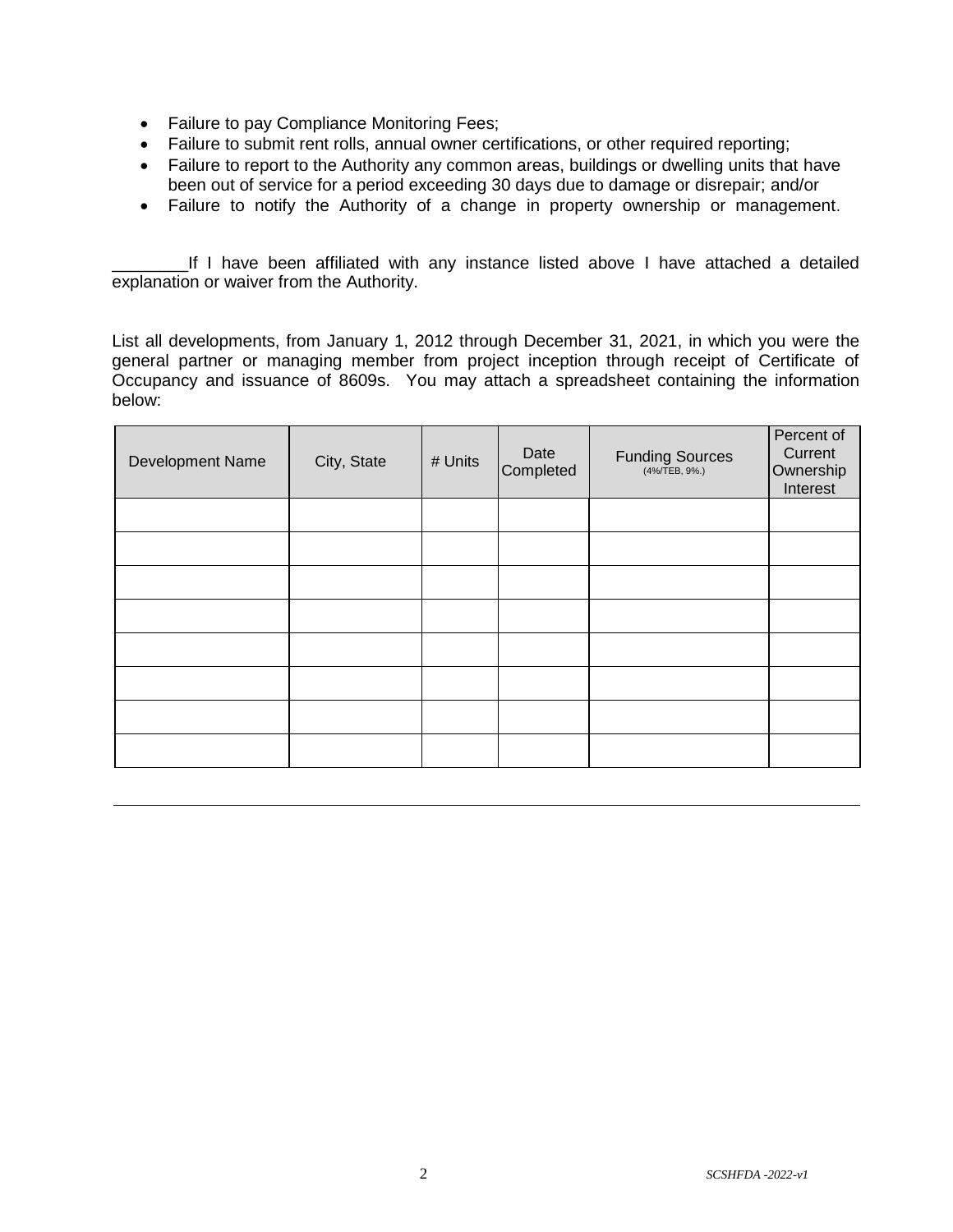- Failure to pay Compliance Monitoring Fees;
- Failure to submit rent rolls, annual owner certifications, or other required reporting;
- Failure to report to the Authority any common areas, buildings or dwelling units that have been out of service for a period exceeding 30 days due to damage or disrepair; and/or
- Failure to notify the Authority of a change in property ownership or management.

________If I have been affiliated with any instance listed above I have attached a detailed explanation or waiver from the Authority.

List all developments, from January 1, 2012 through December 31, 2021, in which you were the general partner or managing member from project inception through receipt of Certificate of Occupancy and issuance of 8609s. You may attach a spreadsheet containing the information below:

| Development Name | City, State | # Units | Date Completed | Funding Sources (4%/TEB, 9%.) | Percent of Current Ownership Interest |
|---|---|---|---|---|---|
| | | | | | |
| | | | | | |
| | | | | | |
| | | | | | |
| | | | | | |
| | | | | | |
| | | | | | |
| | | | | | |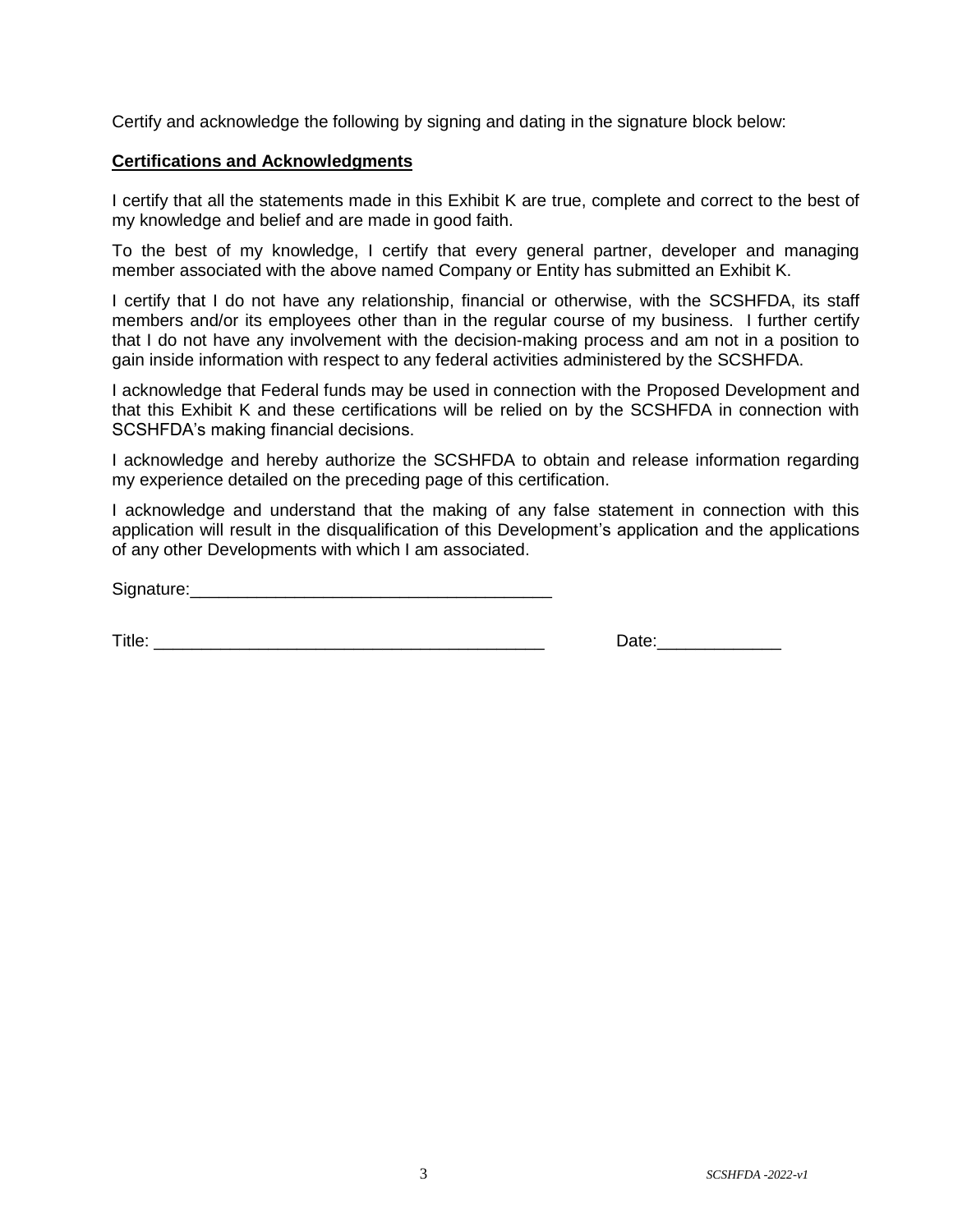Certify and acknowledge the following by signing and dating in the signature block below:

**Certifications and Acknowledgments**

I certify that all the statements made in this Exhibit K are true, complete and correct to the best of my knowledge and belief and are made in good faith.

To the best of my knowledge, I certify that every general partner, developer and managing member associated with the above named Company or Entity has submitted an Exhibit K.

I certify that I do not have any relationship, financial or otherwise, with the SCSHFDA, its staff members and/or its employees other than in the regular course of my business. I further certify that I do not have any involvement with the decision-making process and am not in a position to gain inside information with respect to any federal activities administered by the SCSHFDA.

I acknowledge that Federal funds may be used in connection with the Proposed Development and that this Exhibit K and these certifications will be relied on by the SCSHFDA in connection with SCSHFDA's making financial decisions.

I acknowledge and hereby authorize the SCSHFDA to obtain and release information regarding my experience detailed on the preceding page of this certification.

I acknowledge and understand that the making of any false statement in connection with this application will result in the disqualification of this Development's application and the applications of any other Developments with which I am associated.

Signature:_______________________________________

Title: __________________________________________ Date:_____________